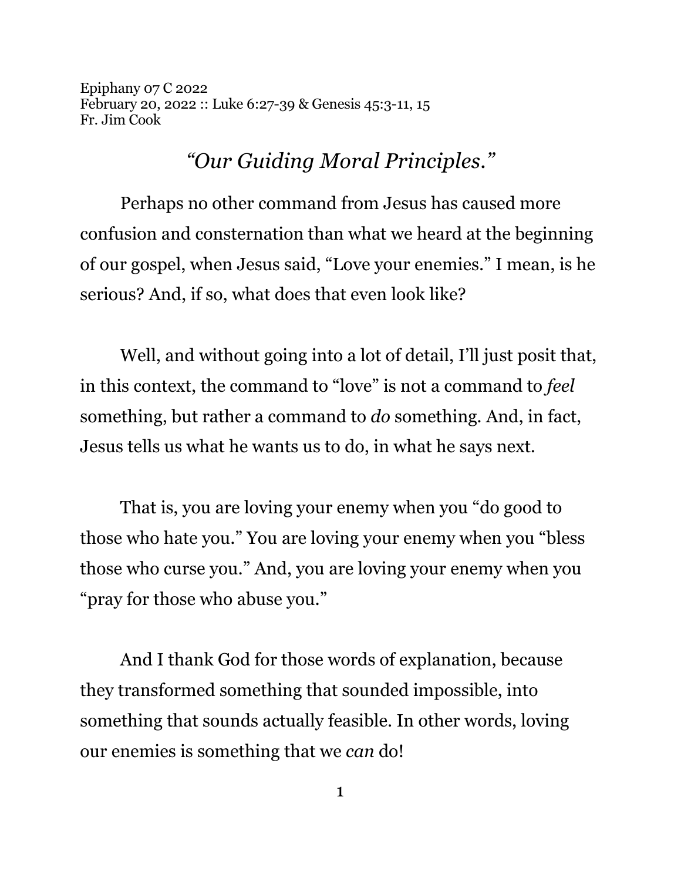Epiphany 07 C 2022
February 20, 2022 :: Luke 6:27-39 & Genesis 45:3-11, 15
Fr. Jim Cook

# *"Our Guiding Moral Principles."*

Perhaps no other command from Jesus has caused more confusion and consternation than what we heard at the beginning of our gospel, when Jesus said, "Love your enemies." I mean, is he serious? And, if so, what does that even look like?

Well, and without going into a lot of detail, I'll just posit that, in this context, the command to "love" is not a command to *feel* something, but rather a command to *do* something. And, in fact, Jesus tells us what he wants us to do, in what he says next.

That is, you are loving your enemy when you "do good to those who hate you." You are loving your enemy when you "bless those who curse you." And, you are loving your enemy when you "pray for those who abuse you."

And I thank God for those words of explanation, because they transformed something that sounded impossible, into something that sounds actually feasible. In other words, loving our enemies is something that we *can* do!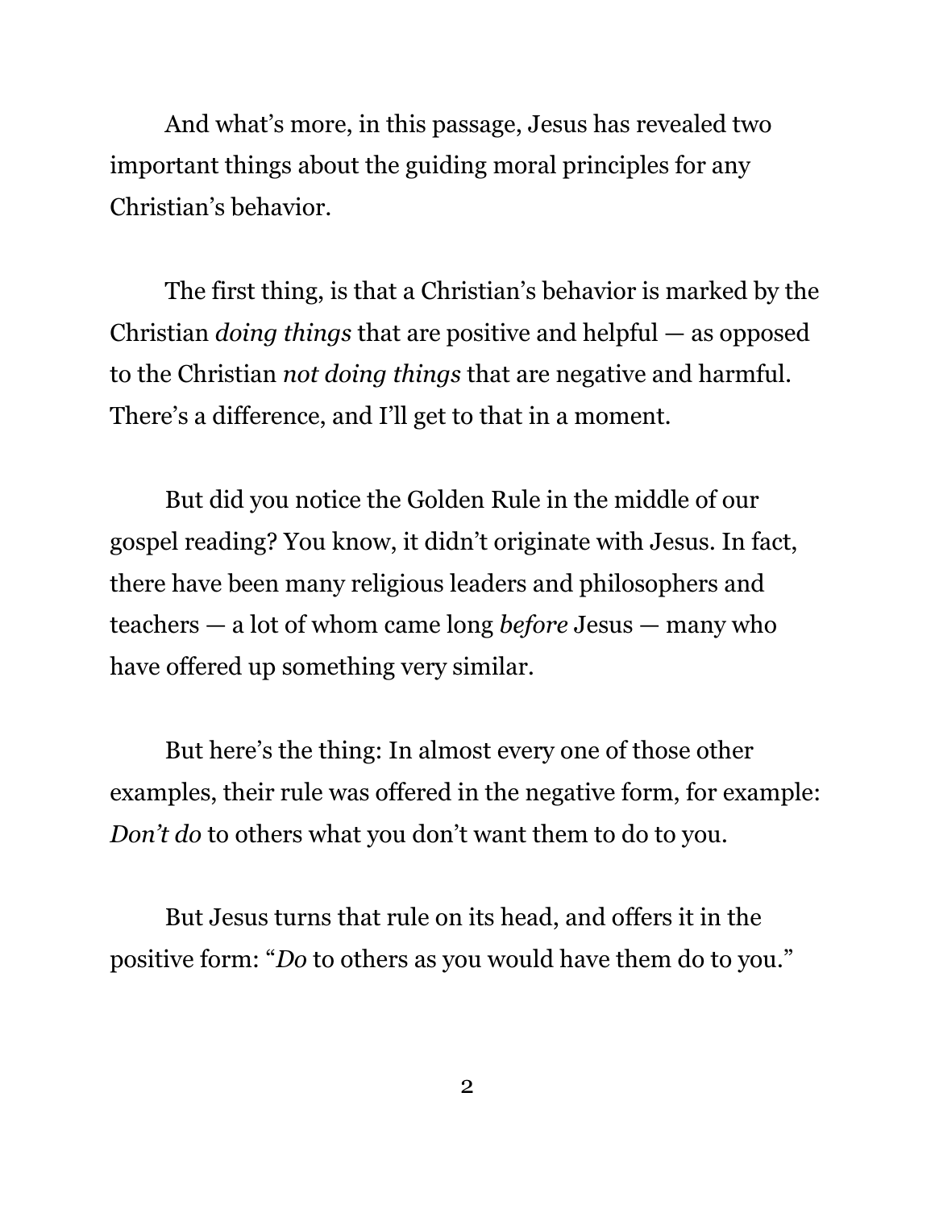And what's more, in this passage, Jesus has revealed two important things about the guiding moral principles for any Christian's behavior.

The first thing, is that a Christian's behavior is marked by the Christian *doing things* that are positive and helpful — as opposed to the Christian *not doing things* that are negative and harmful. There's a difference, and I'll get to that in a moment.

But did you notice the Golden Rule in the middle of our gospel reading? You know, it didn't originate with Jesus. In fact, there have been many religious leaders and philosophers and teachers — a lot of whom came long *before* Jesus — many who have offered up something very similar.

But here's the thing: In almost every one of those other examples, their rule was offered in the negative form, for example: *Don't do* to others what you don't want them to do to you.

But Jesus turns that rule on its head, and offers it in the positive form: "*Do* to others as you would have them do to you."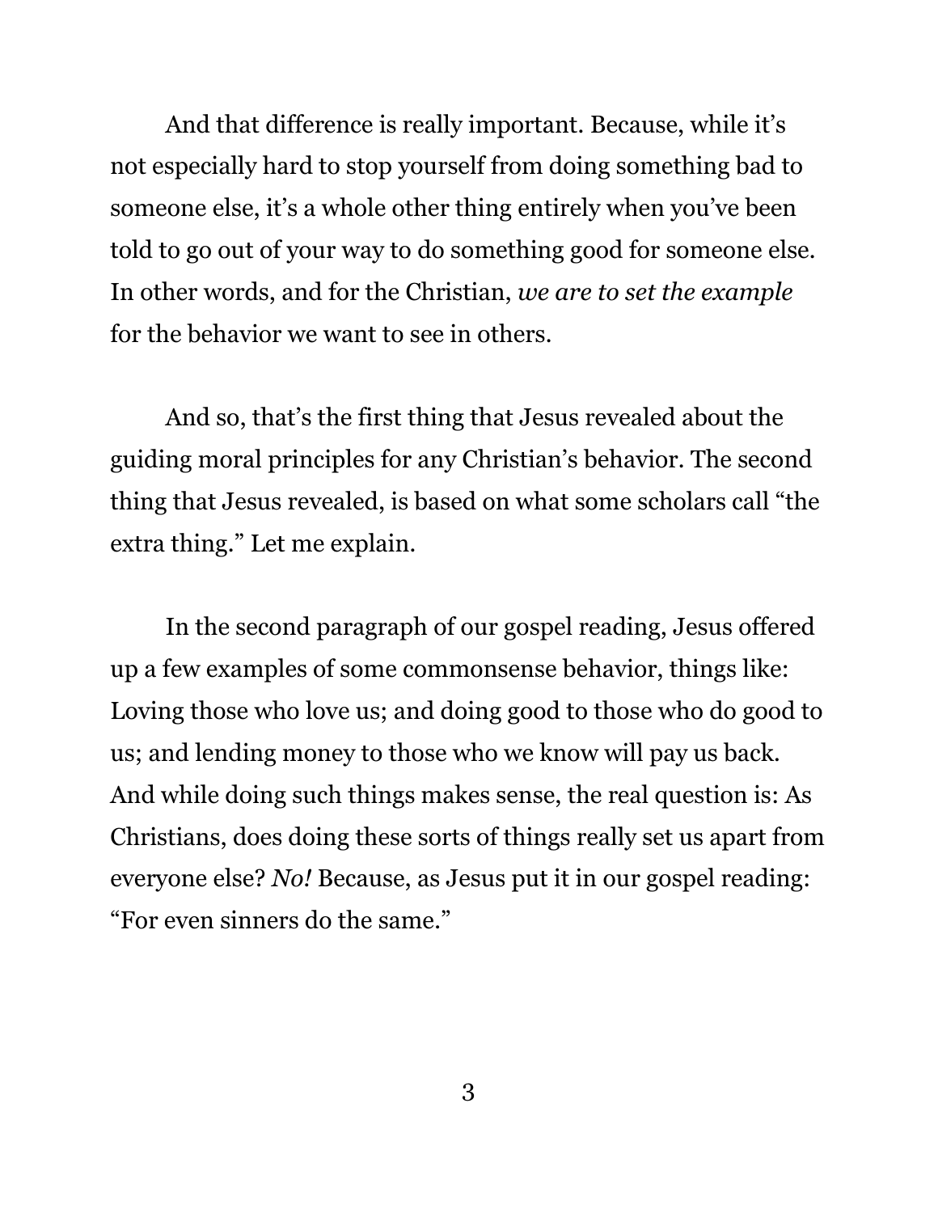And that difference is really important. Because, while it's not especially hard to stop yourself from doing something bad to someone else, it's a whole other thing entirely when you've been told to go out of your way to do something good for someone else. In other words, and for the Christian, *we are to set the example* for the behavior we want to see in others.

And so, that's the first thing that Jesus revealed about the guiding moral principles for any Christian's behavior. The second thing that Jesus revealed, is based on what some scholars call "the extra thing." Let me explain.

In the second paragraph of our gospel reading, Jesus offered up a few examples of some commonsense behavior, things like: Loving those who love us; and doing good to those who do good to us; and lending money to those who we know will pay us back. And while doing such things makes sense, the real question is: As Christians, does doing these sorts of things really set us apart from everyone else? *No!* Because, as Jesus put it in our gospel reading: "For even sinners do the same."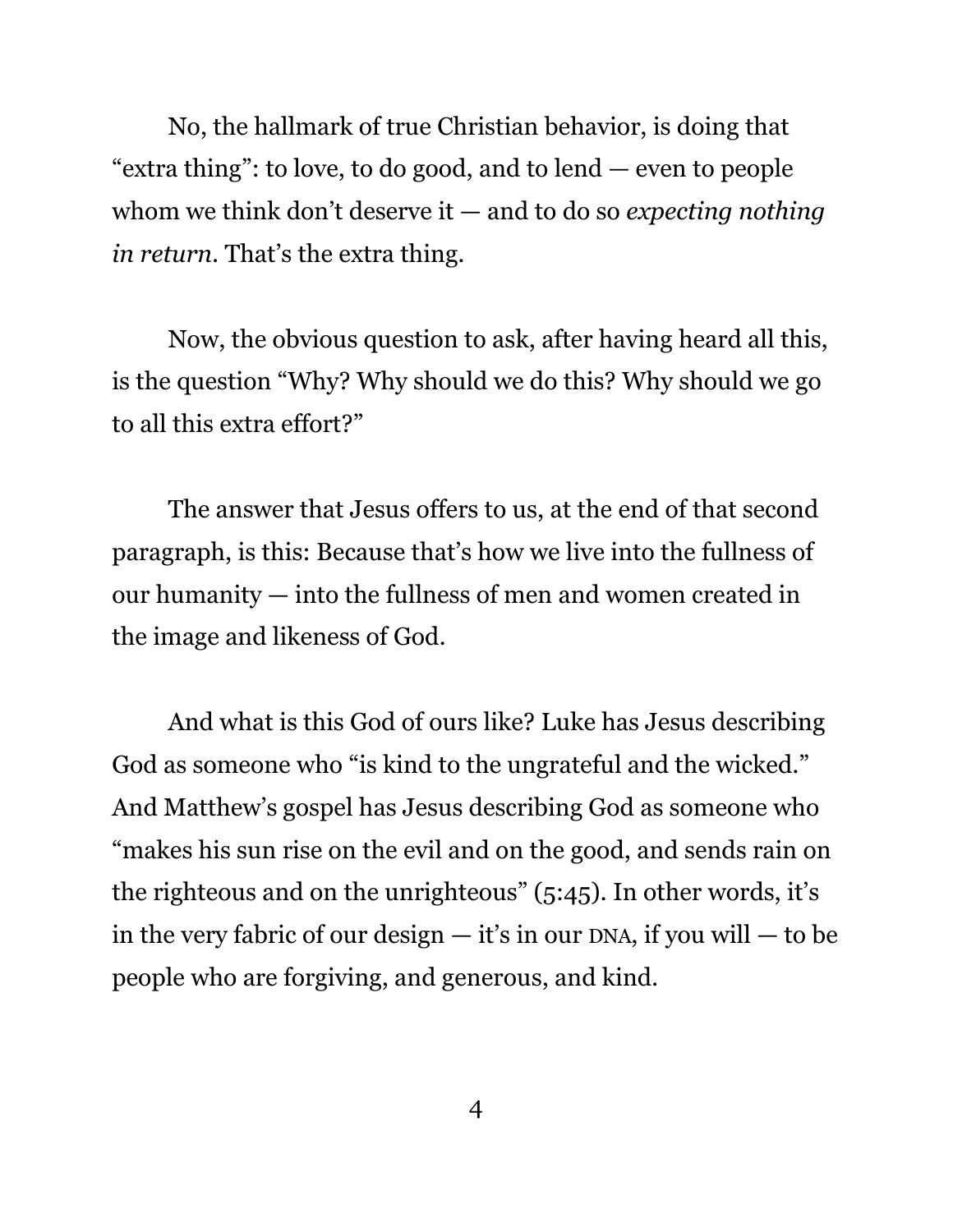No, the hallmark of true Christian behavior, is doing that "extra thing": to love, to do good, and to lend — even to people whom we think don't deserve it — and to do so *expecting nothing in return*. That's the extra thing.

Now, the obvious question to ask, after having heard all this, is the question "Why? Why should we do this? Why should we go to all this extra effort?"

The answer that Jesus offers to us, at the end of that second paragraph, is this: Because that's how we live into the fullness of our humanity — into the fullness of men and women created in the image and likeness of God.

And what is this God of ours like? Luke has Jesus describing God as someone who "is kind to the ungrateful and the wicked." And Matthew's gospel has Jesus describing God as someone who "makes his sun rise on the evil and on the good, and sends rain on the righteous and on the unrighteous" (5:45). In other words, it's in the very fabric of our design — it's in our DNA, if you will — to be people who are forgiving, and generous, and kind.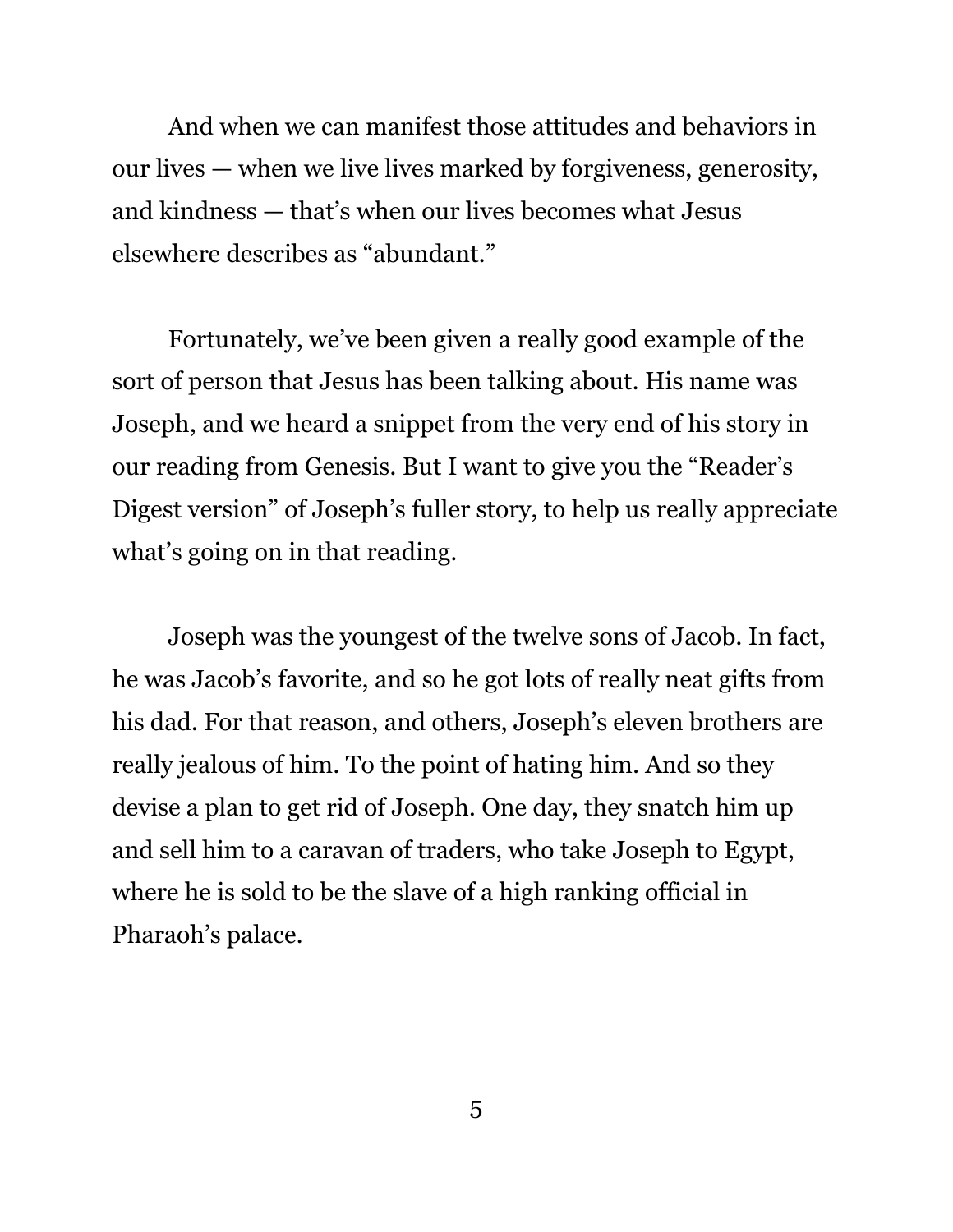And when we can manifest those attitudes and behaviors in our lives — when we live lives marked by forgiveness, generosity, and kindness — that's when our lives becomes what Jesus elsewhere describes as "abundant."

Fortunately, we've been given a really good example of the sort of person that Jesus has been talking about. His name was Joseph, and we heard a snippet from the very end of his story in our reading from Genesis. But I want to give you the "Reader's Digest version" of Joseph's fuller story, to help us really appreciate what's going on in that reading.

Joseph was the youngest of the twelve sons of Jacob. In fact, he was Jacob's favorite, and so he got lots of really neat gifts from his dad. For that reason, and others, Joseph's eleven brothers are really jealous of him. To the point of hating him. And so they devise a plan to get rid of Joseph. One day, they snatch him up and sell him to a caravan of traders, who take Joseph to Egypt, where he is sold to be the slave of a high ranking official in Pharaoh's palace.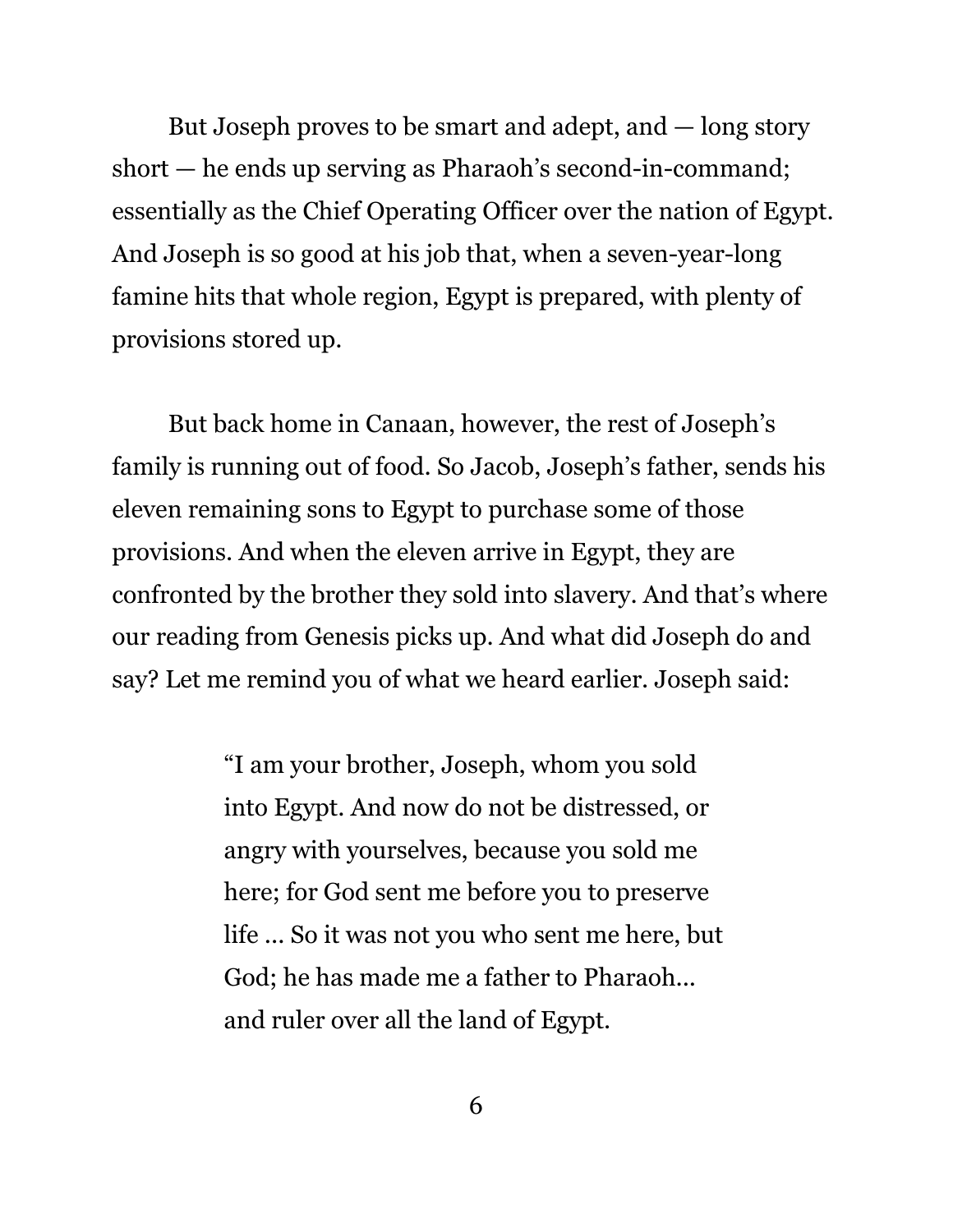But Joseph proves to be smart and adept, and — long story short — he ends up serving as Pharaoh's second-in-command; essentially as the Chief Operating Officer over the nation of Egypt. And Joseph is so good at his job that, when a seven-year-long famine hits that whole region, Egypt is prepared, with plenty of provisions stored up.

But back home in Canaan, however, the rest of Joseph's family is running out of food. So Jacob, Joseph's father, sends his eleven remaining sons to Egypt to purchase some of those provisions. And when the eleven arrive in Egypt, they are confronted by the brother they sold into slavery. And that's where our reading from Genesis picks up. And what did Joseph do and say? Let me remind you of what we heard earlier. Joseph said:

> "I am your brother, Joseph, whom you sold into Egypt. And now do not be distressed, or angry with yourselves, because you sold me here; for God sent me before you to preserve life ... So it was not you who sent me here, but God; he has made me a father to Pharaoh… and ruler over all the land of Egypt.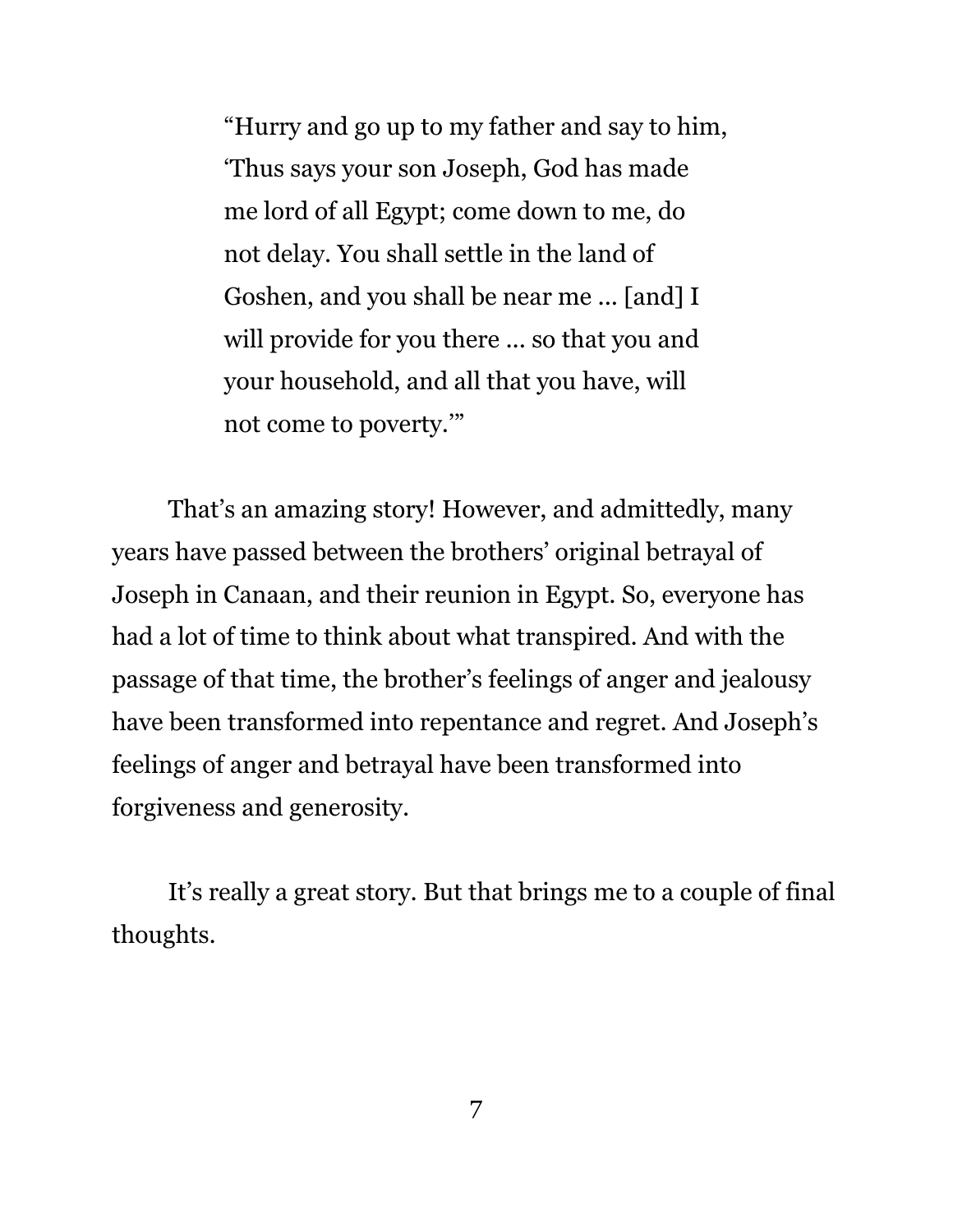> "Hurry and go up to my father and say to him, 'Thus says your son Joseph, God has made me lord of all Egypt; come down to me, do not delay. You shall settle in the land of Goshen, and you shall be near me ... [and] I will provide for you there ... so that you and your household, and all that you have, will not come to poverty.'"

That's an amazing story! However, and admittedly, many years have passed between the brothers' original betrayal of Joseph in Canaan, and their reunion in Egypt. So, everyone has had a lot of time to think about what transpired. And with the passage of that time, the brother's feelings of anger and jealousy have been transformed into repentance and regret. And Joseph's feelings of anger and betrayal have been transformed into forgiveness and generosity.

It's really a great story. But that brings me to a couple of final thoughts.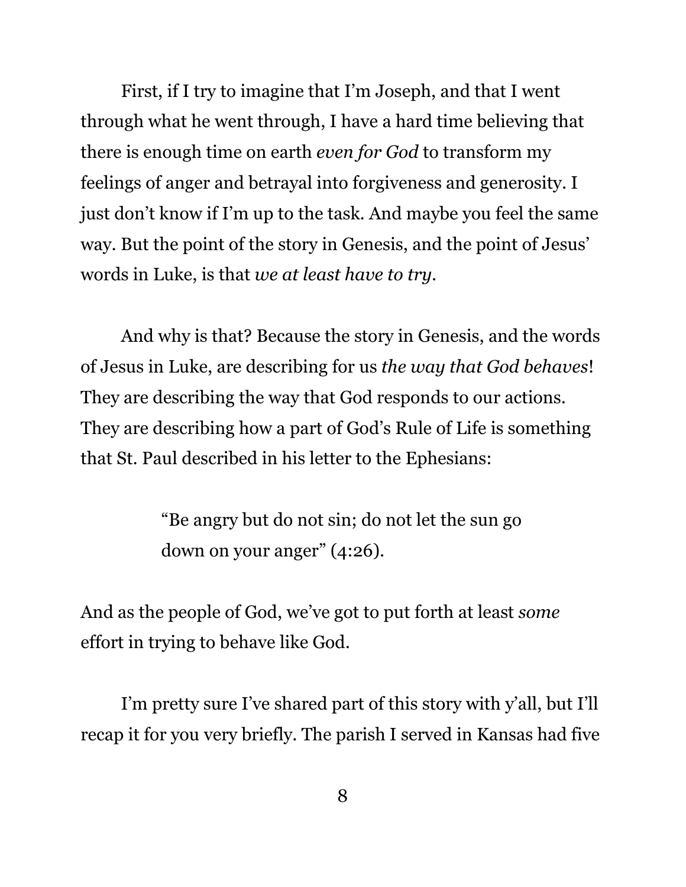First, if I try to imagine that I'm Joseph, and that I went through what he went through, I have a hard time believing that there is enough time on earth *even for God* to transform my feelings of anger and betrayal into forgiveness and generosity. I just don't know if I'm up to the task. And maybe you feel the same way. But the point of the story in Genesis, and the point of Jesus' words in Luke, is that *we at least have to try*.

And why is that? Because the story in Genesis, and the words of Jesus in Luke, are describing for us *the way that God behaves*! They are describing the way that God responds to our actions. They are describing how a part of God's Rule of Life is something that St. Paul described in his letter to the Ephesians:

> "Be angry but do not sin; do not let the sun go down on your anger" (4:26).

And as the people of God, we've got to put forth at least *some* effort in trying to behave like God.

I'm pretty sure I've shared part of this story with y'all, but I'll recap it for you very briefly. The parish I served in Kansas had five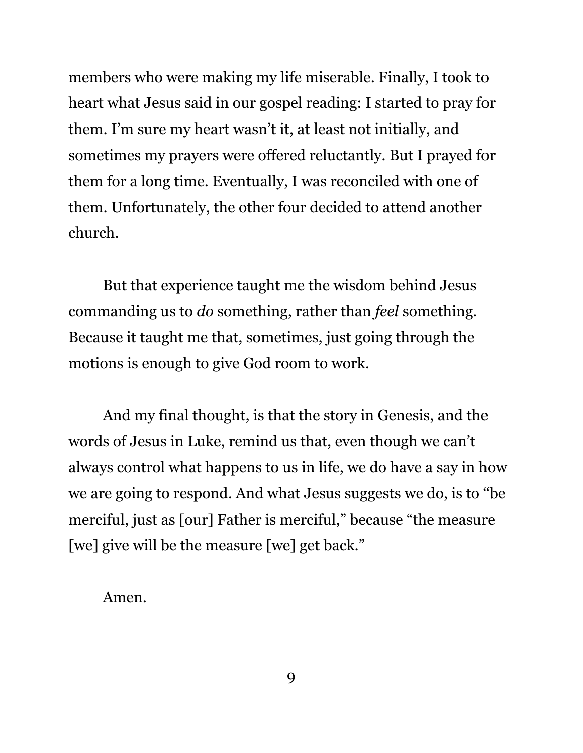members who were making my life miserable. Finally, I took to heart what Jesus said in our gospel reading: I started to pray for them. I'm sure my heart wasn't it, at least not initially, and sometimes my prayers were offered reluctantly. But I prayed for them for a long time. Eventually, I was reconciled with one of them. Unfortunately, the other four decided to attend another church.

But that experience taught me the wisdom behind Jesus commanding us to *do* something, rather than *feel* something. Because it taught me that, sometimes, just going through the motions is enough to give God room to work.

And my final thought, is that the story in Genesis, and the words of Jesus in Luke, remind us that, even though we can't always control what happens to us in life, we do have a say in how we are going to respond. And what Jesus suggests we do, is to "be merciful, just as [our] Father is merciful," because "the measure [we] give will be the measure [we] get back."

Amen.